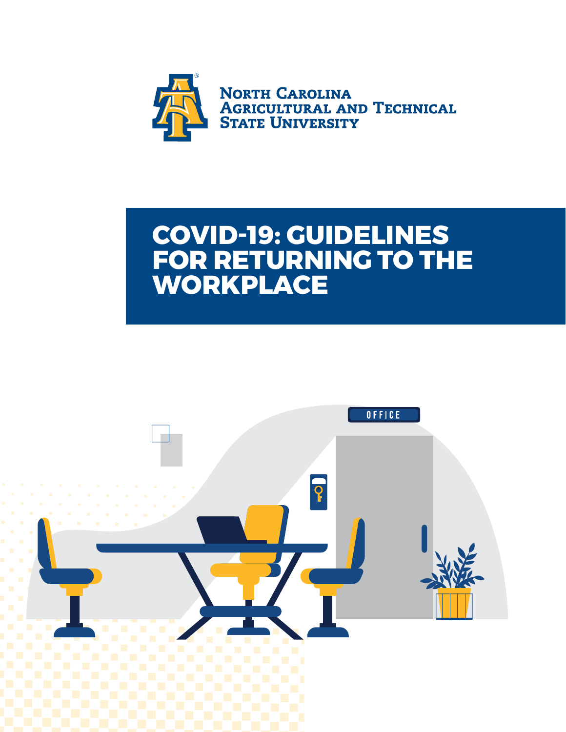North Carolina Agricultural and Technical State University

# COVID-19: GUIDELINES FOR RETURNING TO THE WORKPLACE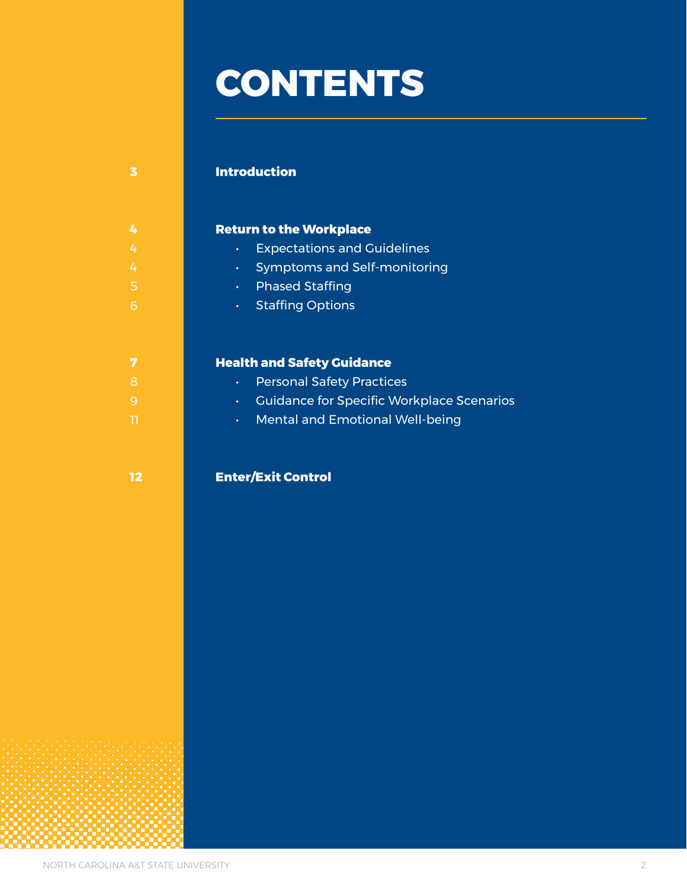# CONTENTS

**3** **Introduction**

**4** **Return to the Workplace**

- 4 Expectations and Guidelines
- 4 Symptoms and Self-monitoring
- 5 Phased Staffing
- 6 Staffing Options

**7** **Health and Safety Guidance**

- 8 Personal Safety Practices
- 9 Guidance for Specific Workplace Scenarios
- 11 Mental and Emotional Well-being

**12** **Enter/Exit Control**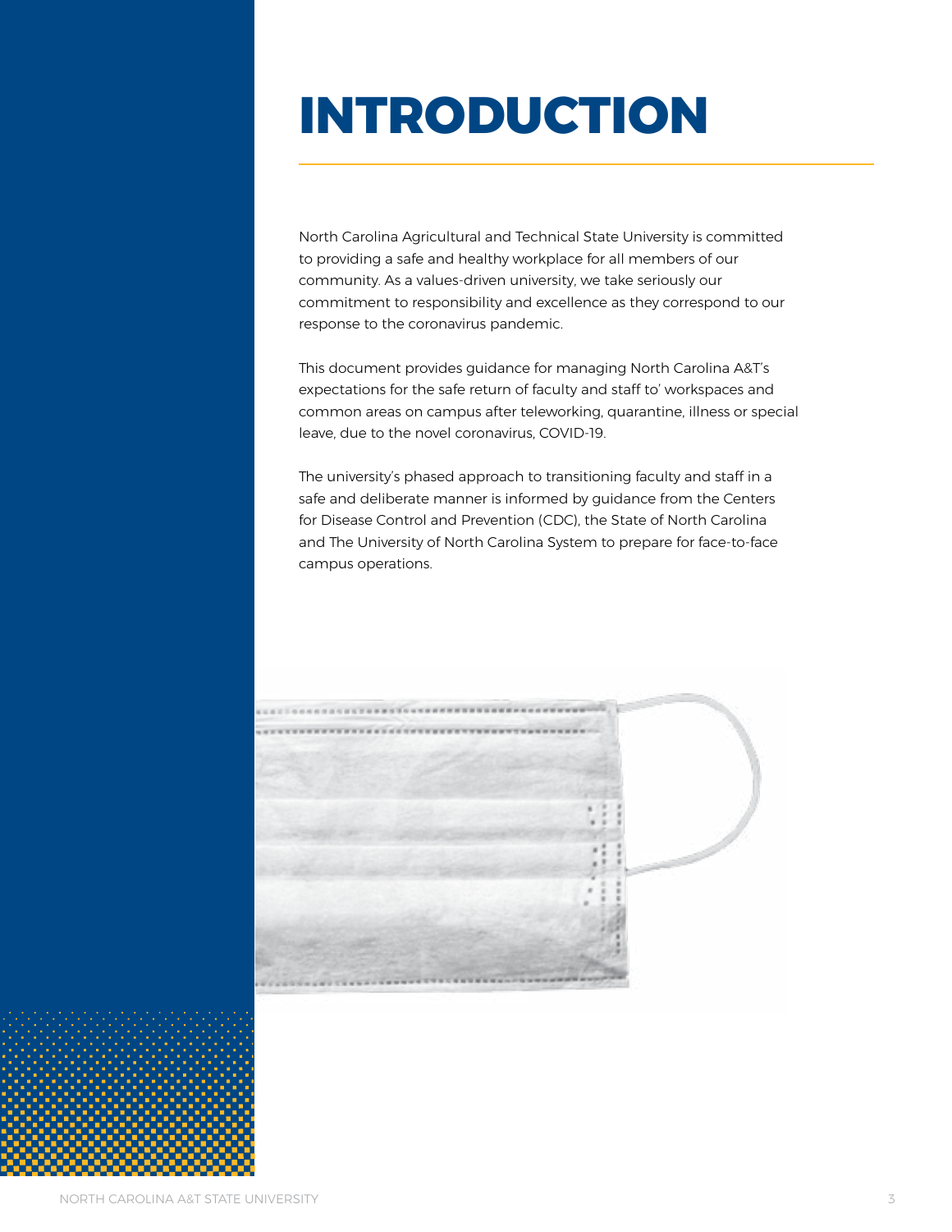# INTRODUCTION

North Carolina Agricultural and Technical State University is committed to providing a safe and healthy workplace for all members of our community. As a values-driven university, we take seriously our commitment to responsibility and excellence as they correspond to our response to the coronavirus pandemic.

This document provides guidance for managing North Carolina A&T's expectations for the safe return of faculty and staff to' workspaces and common areas on campus after teleworking, quarantine, illness or special leave, due to the novel coronavirus, COVID-19.

The university's phased approach to transitioning faculty and staff in a safe and deliberate manner is informed by guidance from the Centers for Disease Control and Prevention (CDC), the State of North Carolina and The University of North Carolina System to prepare for face-to-face campus operations.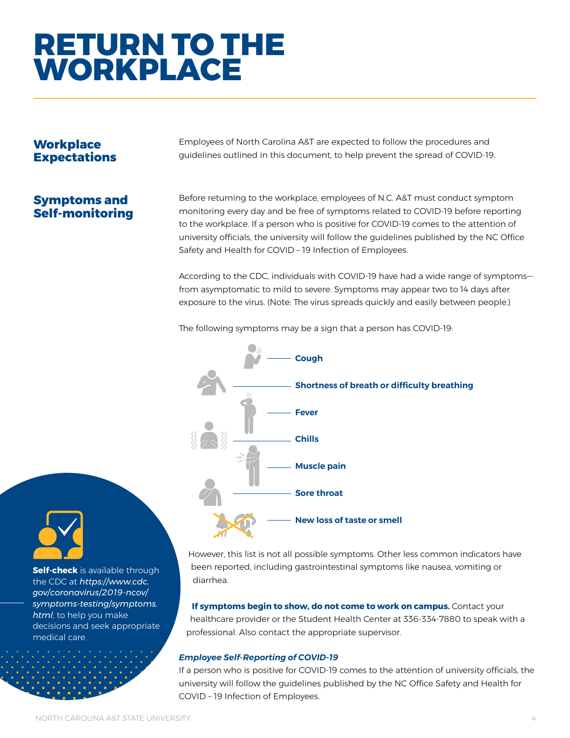# RETURN TO THE WORKPLACE

## Workplace Expectations

Employees of North Carolina A&T are expected to follow the procedures and guidelines outlined in this document, to help prevent the spread of COVID-19.

## Symptoms and Self-monitoring

Before returning to the workplace, employees of N.C. A&T must conduct symptom monitoring every day and be free of symptoms related to COVID-19 before reporting to the workplace. If a person who is positive for COVID-19 comes to the attention of university officials, the university will follow the guidelines published by the NC Office Safety and Health for COVID – 19 Infection of Employees.

According to the CDC, individuals with COVID-19 have had a wide range of symptoms—from asymptomatic to mild to severe. Symptoms may appear two to 14 days after exposure to the virus. (Note: The virus spreads quickly and easily between people.)

The following symptoms may be a sign that a person has COVID-19:

- **Cough**
- **Shortness of breath or difficulty breathing**
- **Fever**
- **Chills**
- **Muscle pain**
- **Sore throat**
- **New loss of taste or smell**

However, this list is not all possible symptoms. Other less common indicators have been reported, including gastrointestinal symptoms like nausea, vomiting or diarrhea.

**If symptoms begin to show, do not come to work on campus.** Contact your healthcare provider or the Student Health Center at 336-334-7880 to speak with a professional. Also contact the appropriate supervisor.

**Self-check** is available through the CDC at *https://www.cdc.gov/coronavirus/2019-ncov/symptoms-testing/symptoms.html*, to help you make decisions and seek appropriate medical care.

### *Employee Self-Reporting of COVID-19*

If a person who is positive for COVID-19 comes to the attention of university officials, the university will follow the guidelines published by the NC Office Safety and Health for COVID – 19 Infection of Employees.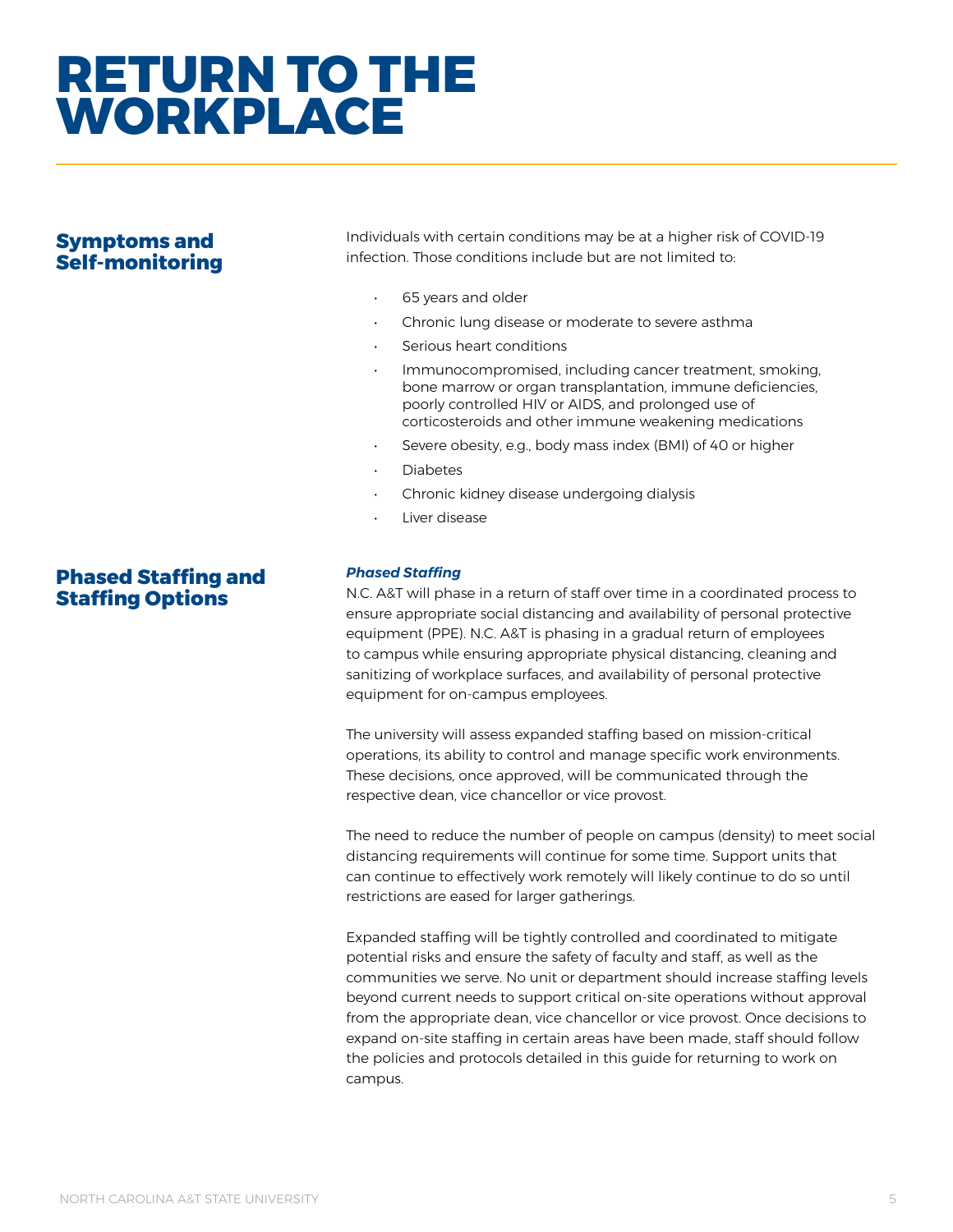# RETURN TO THE WORKPLACE

## Symptoms and Self-monitoring

Individuals with certain conditions may be at a higher risk of COVID-19 infection. Those conditions include but are not limited to:

- 65 years and older
- Chronic lung disease or moderate to severe asthma
- Serious heart conditions
- Immunocompromised, including cancer treatment, smoking, bone marrow or organ transplantation, immune deficiencies, poorly controlled HIV or AIDS, and prolonged use of corticosteroids and other immune weakening medications
- Severe obesity, e.g., body mass index (BMI) of 40 or higher
- Diabetes
- Chronic kidney disease undergoing dialysis
- Liver disease

## Phased Staffing and Staffing Options

***Phased Staffing***

N.C. A&T will phase in a return of staff over time in a coordinated process to ensure appropriate social distancing and availability of personal protective equipment (PPE). N.C. A&T is phasing in a gradual return of employees to campus while ensuring appropriate physical distancing, cleaning and sanitizing of workplace surfaces, and availability of personal protective equipment for on-campus employees.

The university will assess expanded staffing based on mission-critical operations, its ability to control and manage specific work environments. These decisions, once approved, will be communicated through the respective dean, vice chancellor or vice provost.

The need to reduce the number of people on campus (density) to meet social distancing requirements will continue for some time. Support units that can continue to effectively work remotely will likely continue to do so until restrictions are eased for larger gatherings.

Expanded staffing will be tightly controlled and coordinated to mitigate potential risks and ensure the safety of faculty and staff, as well as the communities we serve. No unit or department should increase staffing levels beyond current needs to support critical on-site operations without approval from the appropriate dean, vice chancellor or vice provost. Once decisions to expand on-site staffing in certain areas have been made, staff should follow the policies and protocols detailed in this guide for returning to work on campus.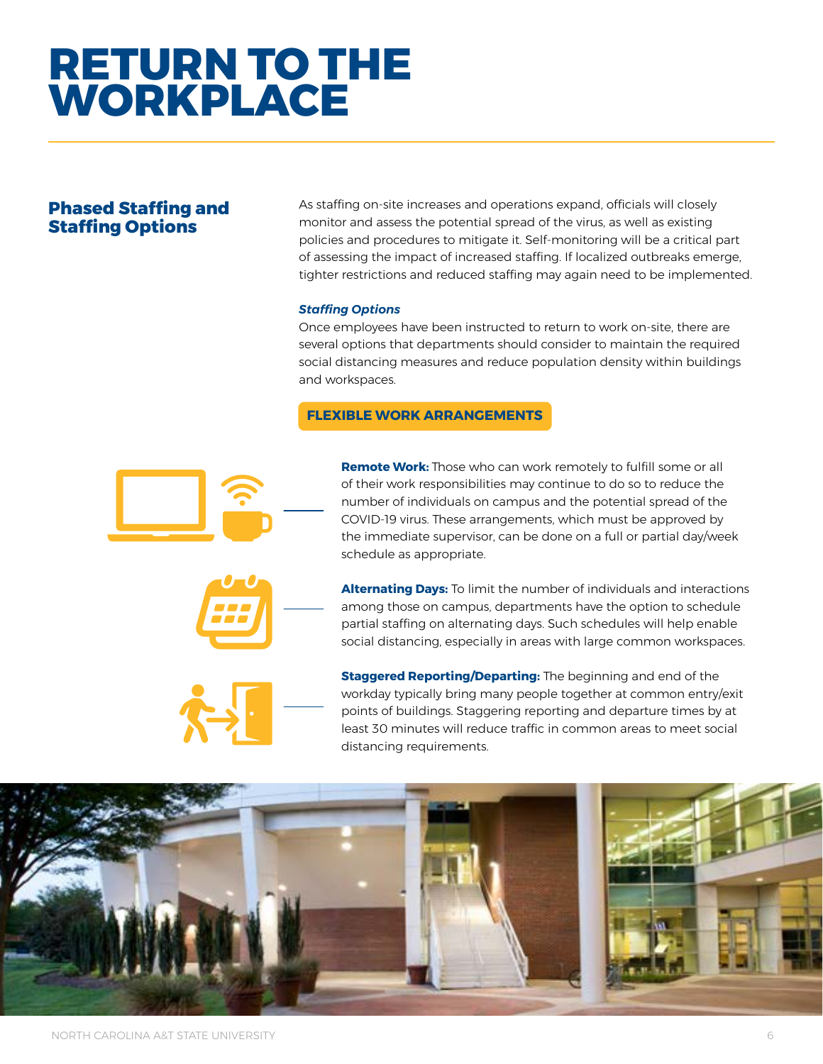# RETURN TO THE WORKPLACE

## Phased Staffing and Staffing Options

As staffing on-site increases and operations expand, officials will closely monitor and assess the potential spread of the virus, as well as existing policies and procedures to mitigate it. Self-monitoring will be a critical part of assessing the impact of increased staffing. If localized outbreaks emerge, tighter restrictions and reduced staffing may again need to be implemented.

***Staffing Options***

Once employees have been instructed to return to work on-site, there are several options that departments should consider to maintain the required social distancing measures and reduce population density within buildings and workspaces.

### FLEXIBLE WORK ARRANGEMENTS

**Remote Work:** Those who can work remotely to fulfill some or all of their work responsibilities may continue to do so to reduce the number of individuals on campus and the potential spread of the COVID-19 virus. These arrangements, which must be approved by the immediate supervisor, can be done on a full or partial day/week schedule as appropriate.

**Alternating Days:** To limit the number of individuals and interactions among those on campus, departments have the option to schedule partial staffing on alternating days. Such schedules will help enable social distancing, especially in areas with large common workspaces.

**Staggered Reporting/Departing:** The beginning and end of the workday typically bring many people together at common entry/exit points of buildings. Staggering reporting and departure times by at least 30 minutes will reduce traffic in common areas to meet social distancing requirements.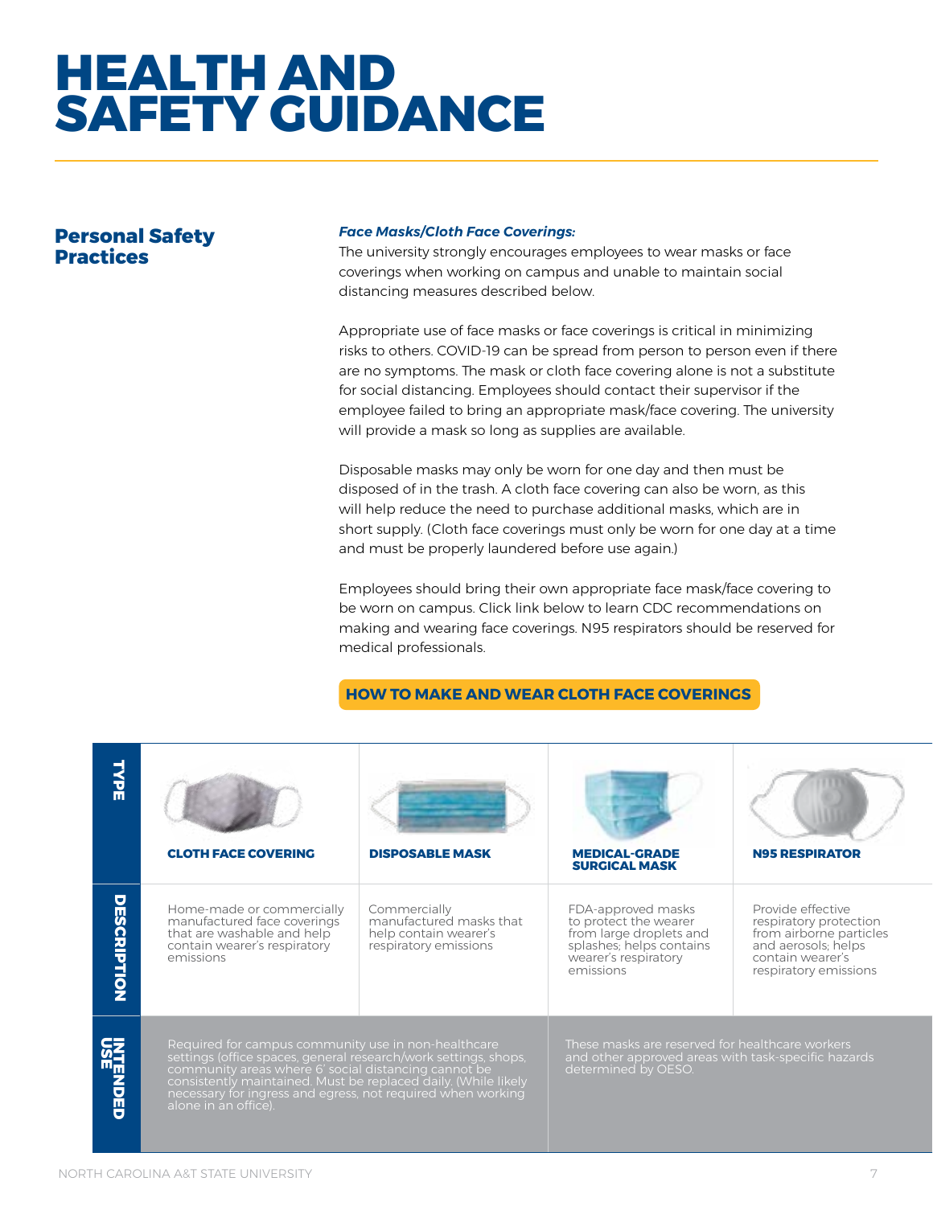# HEALTH AND SAFETY GUIDANCE

## Personal Safety Practices

***Face Masks/Cloth Face Coverings:***

The university strongly encourages employees to wear masks or face coverings when working on campus and unable to maintain social distancing measures described below.

Appropriate use of face masks or face coverings is critical in minimizing risks to others. COVID-19 can be spread from person to person even if there are no symptoms. The mask or cloth face covering alone is not a substitute for social distancing. Employees should contact their supervisor if the employee failed to bring an appropriate mask/face covering. The university will provide a mask so long as supplies are available.

Disposable masks may only be worn for one day and then must be disposed of in the trash. A cloth face covering can also be worn, as this will help reduce the need to purchase additional masks, which are in short supply. (Cloth face coverings must only be worn for one day at a time and must be properly laundered before use again.)

Employees should bring their own appropriate face mask/face covering to be worn on campus. Click link below to learn CDC recommendations on making and wearing face coverings. N95 respirators should be reserved for medical professionals.

**HOW TO MAKE AND WEAR CLOTH FACE COVERINGS**

| TYPE | CLOTH FACE COVERING | DISPOSABLE MASK | MEDICAL-GRADE SURGICAL MASK | N95 RESPIRATOR |
|---|---|---|---|---|
| DESCRIPTION | Home-made or commercially manufactured face coverings that are washable and help contain wearer's respiratory emissions | Commercially manufactured masks that help contain wearer's respiratory emissions | FDA-approved masks to protect the wearer from large droplets and splashes; helps contains wearer's respiratory emissions | Provide effective respiratory protection from airborne particles and aerosols; helps contain wearer's respiratory emissions |
| INTENDED USE | Required for campus community use in non-healthcare settings (office spaces, general research/work settings, shops, community areas where 6' social distancing cannot be consistently maintained. Must be replaced daily. (While likely necessary for ingress and egress, not required when working alone in an office). | | These masks are reserved for healthcare workers and other approved areas with task-specific hazards determined by OESO. | |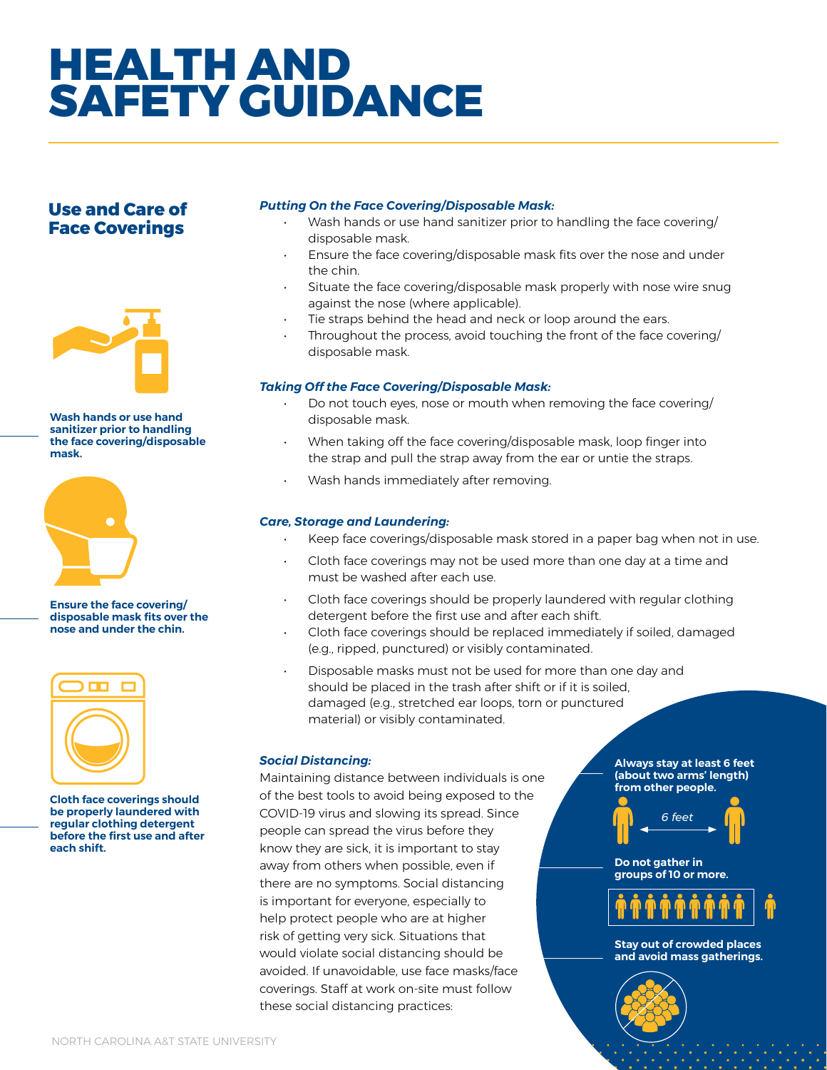# HEALTH AND SAFETY GUIDANCE

## Use and Care of Face Coverings

**Wash hands or use hand sanitizer prior to handling the face covering/disposable mask.**

**Ensure the face covering/disposable mask fits over the nose and under the chin.**

**Cloth face coverings should be properly laundered with regular clothing detergent before the first use and after each shift.**

### *Putting On the Face Covering/Disposable Mask:*

- Wash hands or use hand sanitizer prior to handling the face covering/disposable mask.
- Ensure the face covering/disposable mask fits over the nose and under the chin.
- Situate the face covering/disposable mask properly with nose wire snug against the nose (where applicable).
- Tie straps behind the head and neck or loop around the ears.
- Throughout the process, avoid touching the front of the face covering/disposable mask.

### *Taking Off the Face Covering/Disposable Mask:*

- Do not touch eyes, nose or mouth when removing the face covering/disposable mask.
- When taking off the face covering/disposable mask, loop finger into the strap and pull the strap away from the ear or untie the straps.
- Wash hands immediately after removing.

### *Care, Storage and Laundering:*

- Keep face coverings/disposable mask stored in a paper bag when not in use.
- Cloth face coverings may not be used more than one day at a time and must be washed after each use.
- Cloth face coverings should be properly laundered with regular clothing detergent before the first use and after each shift.
- Cloth face coverings should be replaced immediately if soiled, damaged (e.g., ripped, punctured) or visibly contaminated.
- Disposable masks must not be used for more than one day and should be placed in the trash after shift or if it is soiled, damaged (e.g., stretched ear loops, torn or punctured material) or visibly contaminated.

### *Social Distancing:*

Maintaining distance between individuals is one of the best tools to avoid being exposed to the COVID-19 virus and slowing its spread. Since people can spread the virus before they know they are sick, it is important to stay away from others when possible, even if there are no symptoms. Social distancing is important for everyone, especially to help protect people who are at higher risk of getting very sick. Situations that would violate social distancing should be avoided. If unavoidable, use face masks/face coverings. Staff at work on-site must follow these social distancing practices:

**Always stay at least 6 feet (about two arms' length) from other people.**

*6 feet*

**Do not gather in groups of 10 or more.**

**Stay out of crowded places and avoid mass gatherings.**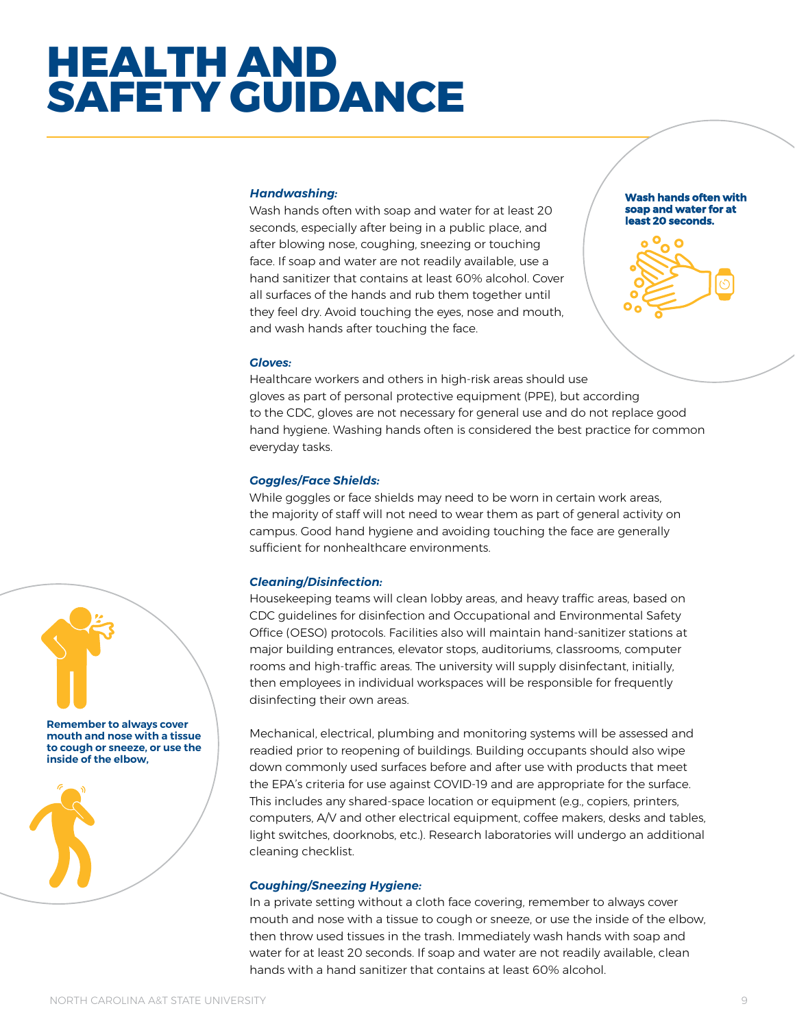# HEALTH AND SAFETY GUIDANCE

***Handwashing:***
Wash hands often with soap and water for at least 20 seconds, especially after being in a public place, and after blowing nose, coughing, sneezing or touching face. If soap and water are not readily available, use a hand sanitizer that contains at least 60% alcohol. Cover all surfaces of the hands and rub them together until they feel dry. Avoid touching the eyes, nose and mouth, and wash hands after touching the face.

**Wash hands often with soap and water for at least 20 seconds.**

***Gloves:***
Healthcare workers and others in high-risk areas should use gloves as part of personal protective equipment (PPE), but according to the CDC, gloves are not necessary for general use and do not replace good hand hygiene. Washing hands often is considered the best practice for common everyday tasks.

***Goggles/Face Shields:***
While goggles or face shields may need to be worn in certain work areas, the majority of staff will not need to wear them as part of general activity on campus. Good hand hygiene and avoiding touching the face are generally sufficient for nonhealthcare environments.

***Cleaning/Disinfection:***
Housekeeping teams will clean lobby areas, and heavy traffic areas, based on CDC guidelines for disinfection and Occupational and Environmental Safety Office (OESO) protocols. Facilities also will maintain hand-sanitizer stations at major building entrances, elevator stops, auditoriums, classrooms, computer rooms and high-traffic areas. The university will supply disinfectant, initially, then employees in individual workspaces will be responsible for frequently disinfecting their own areas.

Mechanical, electrical, plumbing and monitoring systems will be assessed and readied prior to reopening of buildings. Building occupants should also wipe down commonly used surfaces before and after use with products that meet the EPA's criteria for use against COVID-19 and are appropriate for the surface. This includes any shared-space location or equipment (e.g., copiers, printers, computers, A/V and other electrical equipment, coffee makers, desks and tables, light switches, doorknobs, etc.). Research laboratories will undergo an additional cleaning checklist.

**Remember to always cover mouth and nose with a tissue to cough or sneeze, or use the inside of the elbow,**

***Coughing/Sneezing Hygiene:***
In a private setting without a cloth face covering, remember to always cover mouth and nose with a tissue to cough or sneeze, or use the inside of the elbow, then throw used tissues in the trash. Immediately wash hands with soap and water for at least 20 seconds. If soap and water are not readily available, clean hands with a hand sanitizer that contains at least 60% alcohol.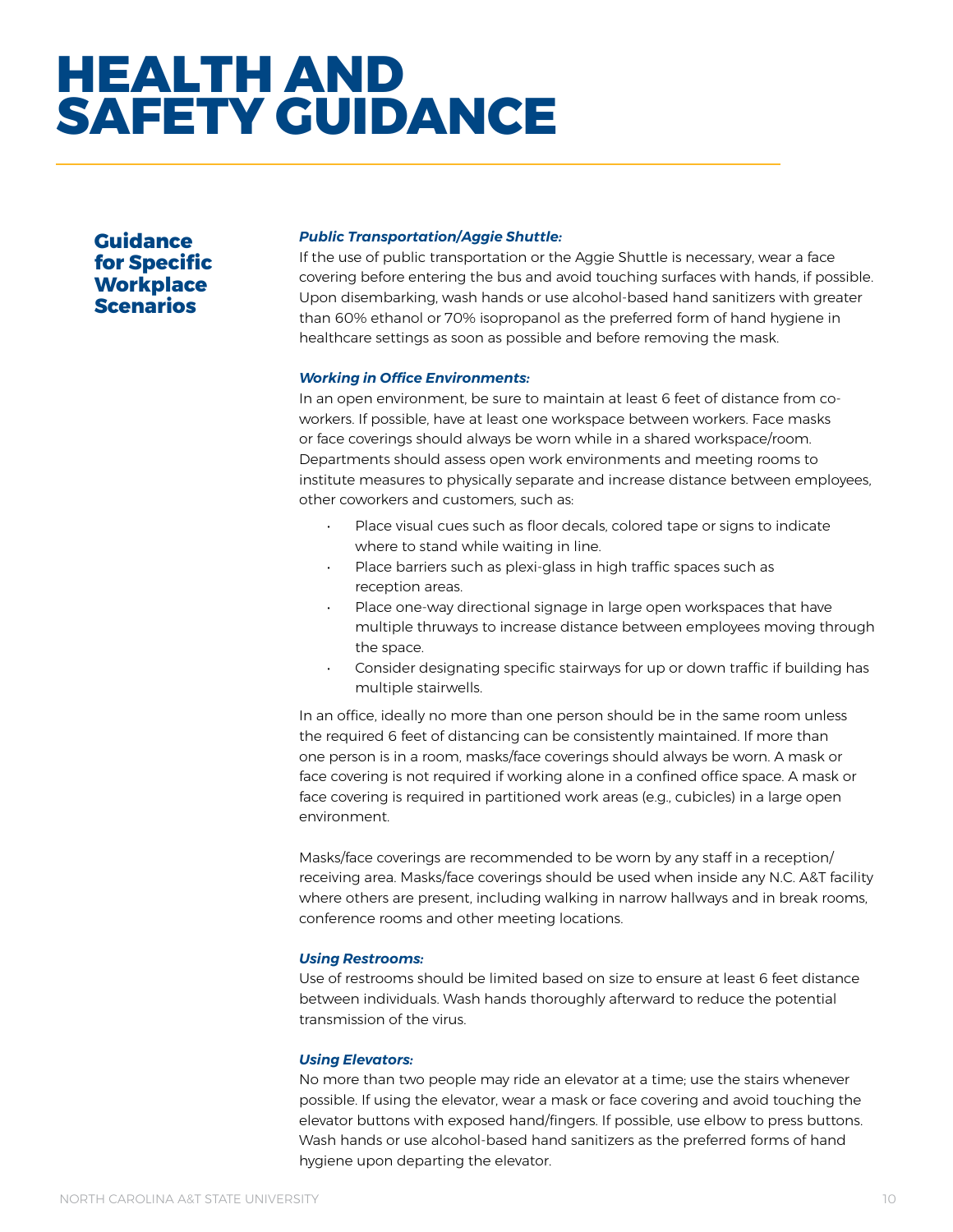# HEALTH AND SAFETY GUIDANCE

## Guidance for Specific Workplace Scenarios

***Public Transportation/Aggie Shuttle:***

If the use of public transportation or the Aggie Shuttle is necessary, wear a face covering before entering the bus and avoid touching surfaces with hands, if possible. Upon disembarking, wash hands or use alcohol-based hand sanitizers with greater than 60% ethanol or 70% isopropanol as the preferred form of hand hygiene in healthcare settings as soon as possible and before removing the mask.

***Working in Office Environments:***

In an open environment, be sure to maintain at least 6 feet of distance from co-workers. If possible, have at least one workspace between workers. Face masks or face coverings should always be worn while in a shared workspace/room. Departments should assess open work environments and meeting rooms to institute measures to physically separate and increase distance between employees, other coworkers and customers, such as:

- Place visual cues such as floor decals, colored tape or signs to indicate where to stand while waiting in line.
- Place barriers such as plexi-glass in high traffic spaces such as reception areas.
- Place one-way directional signage in large open workspaces that have multiple thruways to increase distance between employees moving through the space.
- Consider designating specific stairways for up or down traffic if building has multiple stairwells.

In an office, ideally no more than one person should be in the same room unless the required 6 feet of distancing can be consistently maintained. If more than one person is in a room, masks/face coverings should always be worn. A mask or face covering is not required if working alone in a confined office space. A mask or face covering is required in partitioned work areas (e.g., cubicles) in a large open environment.

Masks/face coverings are recommended to be worn by any staff in a reception/receiving area. Masks/face coverings should be used when inside any N.C. A&T facility where others are present, including walking in narrow hallways and in break rooms, conference rooms and other meeting locations.

***Using Restrooms:***

Use of restrooms should be limited based on size to ensure at least 6 feet distance between individuals. Wash hands thoroughly afterward to reduce the potential transmission of the virus.

***Using Elevators:***

No more than two people may ride an elevator at a time; use the stairs whenever possible. If using the elevator, wear a mask or face covering and avoid touching the elevator buttons with exposed hand/fingers. If possible, use elbow to press buttons. Wash hands or use alcohol-based hand sanitizers as the preferred forms of hand hygiene upon departing the elevator.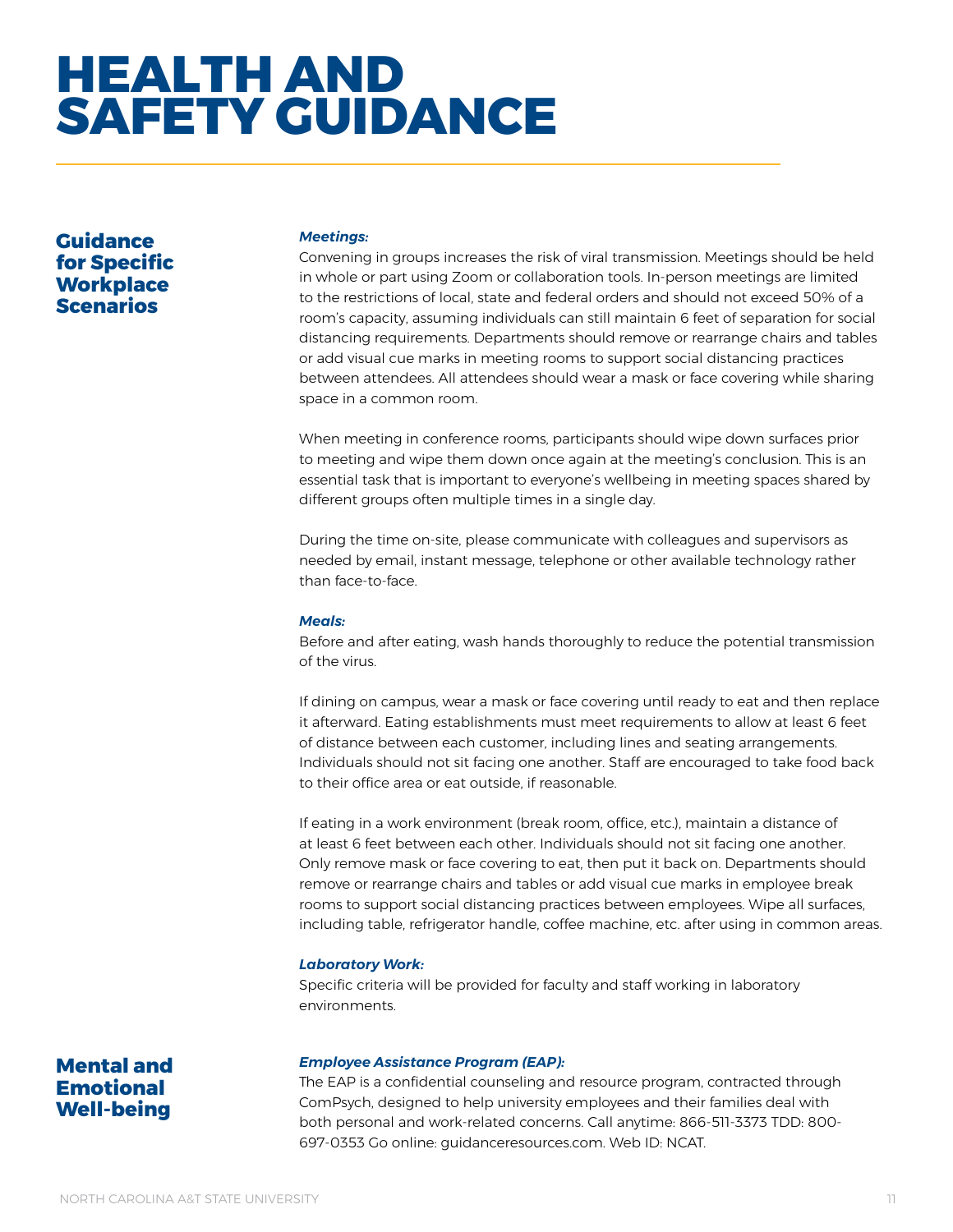# HEALTH AND SAFETY GUIDANCE

## Guidance for Specific Workplace Scenarios

***Meetings:***

Convening in groups increases the risk of viral transmission. Meetings should be held in whole or part using Zoom or collaboration tools. In-person meetings are limited to the restrictions of local, state and federal orders and should not exceed 50% of a room's capacity, assuming individuals can still maintain 6 feet of separation for social distancing requirements. Departments should remove or rearrange chairs and tables or add visual cue marks in meeting rooms to support social distancing practices between attendees. All attendees should wear a mask or face covering while sharing space in a common room.

When meeting in conference rooms, participants should wipe down surfaces prior to meeting and wipe them down once again at the meeting's conclusion. This is an essential task that is important to everyone's wellbeing in meeting spaces shared by different groups often multiple times in a single day.

During the time on-site, please communicate with colleagues and supervisors as needed by email, instant message, telephone or other available technology rather than face-to-face.

***Meals:***

Before and after eating, wash hands thoroughly to reduce the potential transmission of the virus.

If dining on campus, wear a mask or face covering until ready to eat and then replace it afterward. Eating establishments must meet requirements to allow at least 6 feet of distance between each customer, including lines and seating arrangements. Individuals should not sit facing one another. Staff are encouraged to take food back to their office area or eat outside, if reasonable.

If eating in a work environment (break room, office, etc.), maintain a distance of at least 6 feet between each other. Individuals should not sit facing one another. Only remove mask or face covering to eat, then put it back on. Departments should remove or rearrange chairs and tables or add visual cue marks in employee break rooms to support social distancing practices between employees. Wipe all surfaces, including table, refrigerator handle, coffee machine, etc. after using in common areas.

***Laboratory Work:***

Specific criteria will be provided for faculty and staff working in laboratory environments.

## Mental and Emotional Well-being

***Employee Assistance Program (EAP):***

The EAP is a confidential counseling and resource program, contracted through ComPsych, designed to help university employees and their families deal with both personal and work-related concerns. Call anytime: 866-511-3373 TDD: 800-697-0353 Go online: guidanceresources.com. Web ID: NCAT.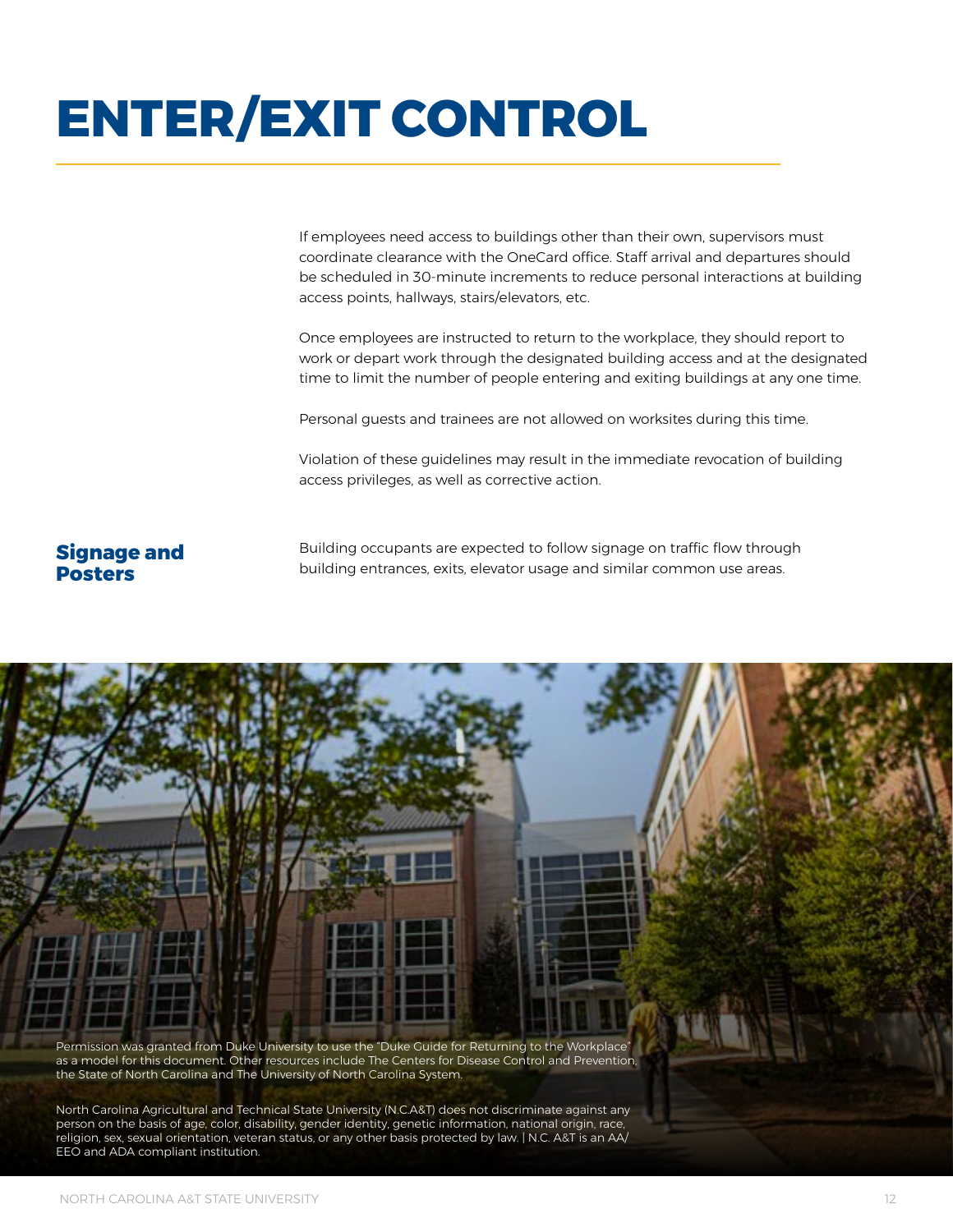# ENTER/EXIT CONTROL

If employees need access to buildings other than their own, supervisors must coordinate clearance with the OneCard office. Staff arrival and departures should be scheduled in 30-minute increments to reduce personal interactions at building access points, hallways, stairs/elevators, etc.

Once employees are instructed to return to the workplace, they should report to work or depart work through the designated building access and at the designated time to limit the number of people entering and exiting buildings at any one time.

Personal guests and trainees are not allowed on worksites during this time.

Violation of these guidelines may result in the immediate revocation of building access privileges, as well as corrective action.

## Signage and Posters

Building occupants are expected to follow signage on traffic flow through building entrances, exits, elevator usage and similar common use areas.

Permission was granted from Duke University to use the "Duke Guide for Returning to the Workplace" as a model for this document. Other resources include The Centers for Disease Control and Prevention, the State of North Carolina and The University of North Carolina System.

North Carolina Agricultural and Technical State University (N.C.A&T) does not discriminate against any person on the basis of age, color, disability, gender identity, genetic information, national origin, race, religion, sex, sexual orientation, veteran status, or any other basis protected by law. | N.C. A&T is an AA/EEO and ADA compliant institution.